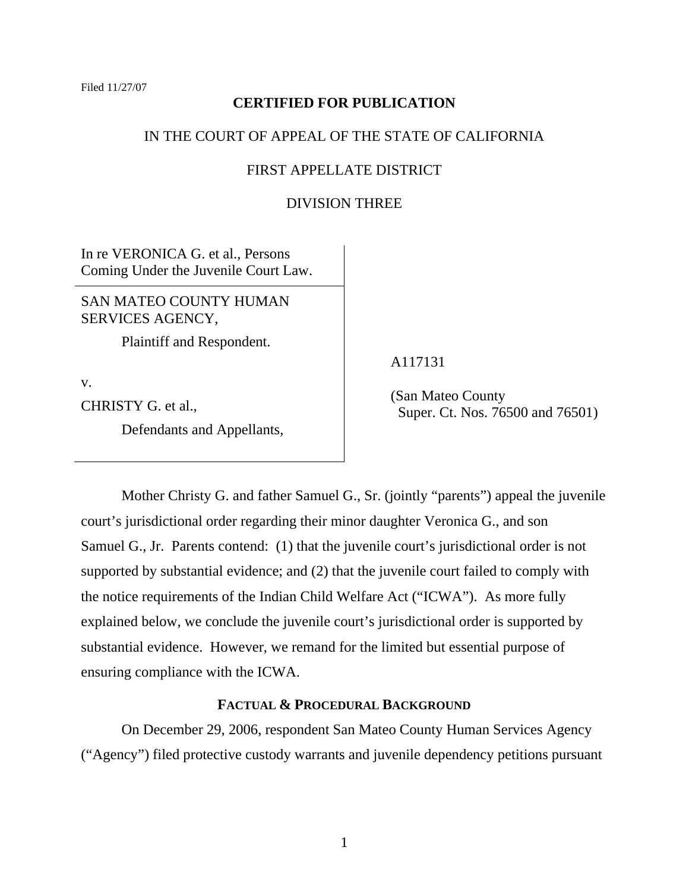Filed 11/27/07

**CERTIFIED FOR PUBLICATION**

IN THE COURT OF APPEAL OF THE STATE OF CALIFORNIA

FIRST APPELLATE DISTRICT

DIVISION THREE

| | |
|---|---|
| In re VERONICA G. et al., Persons Coming Under the Juvenile Court Law. | |
| SAN MATEO COUNTY HUMAN SERVICES AGENCY,<br>Plaintiff and Respondent.<br><br>v.<br><br>CHRISTY G. et al.,<br>Defendants and Appellants, | A117131<br><br>(San Mateo County Super. Ct. Nos. 76500 and 76501) |

Mother Christy G. and father Samuel G., Sr. (jointly "parents") appeal the juvenile court's jurisdictional order regarding their minor daughter Veronica G., and son Samuel G., Jr. Parents contend: (1) that the juvenile court's jurisdictional order is not supported by substantial evidence; and (2) that the juvenile court failed to comply with the notice requirements of the Indian Child Welfare Act ("ICWA"). As more fully explained below, we conclude the juvenile court's jurisdictional order is supported by substantial evidence. However, we remand for the limited but essential purpose of ensuring compliance with the ICWA.

## FACTUAL & PROCEDURAL BACKGROUND

On December 29, 2006, respondent San Mateo County Human Services Agency ("Agency") filed protective custody warrants and juvenile dependency petitions pursuant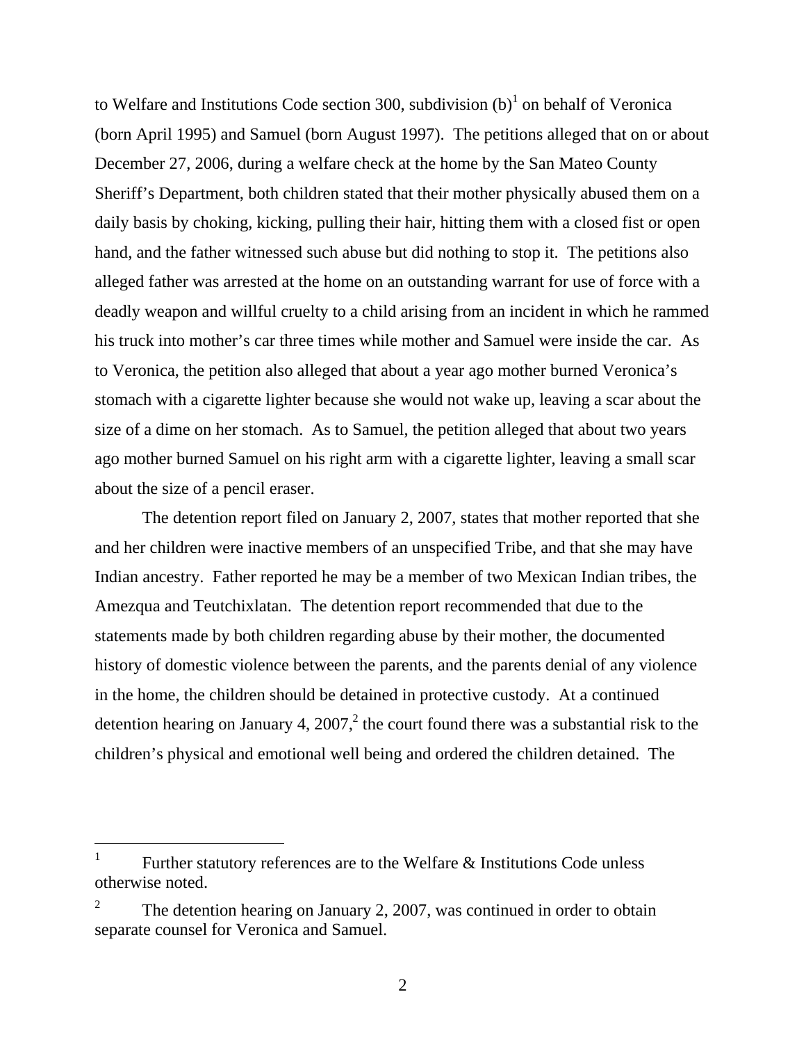to Welfare and Institutions Code section 300, subdivision (b)[1] on behalf of Veronica (born April 1995) and Samuel (born August 1997). The petitions alleged that on or about December 27, 2006, during a welfare check at the home by the San Mateo County Sheriff's Department, both children stated that their mother physically abused them on a daily basis by choking, kicking, pulling their hair, hitting them with a closed fist or open hand, and the father witnessed such abuse but did nothing to stop it. The petitions also alleged father was arrested at the home on an outstanding warrant for use of force with a deadly weapon and willful cruelty to a child arising from an incident in which he rammed his truck into mother's car three times while mother and Samuel were inside the car. As to Veronica, the petition also alleged that about a year ago mother burned Veronica's stomach with a cigarette lighter because she would not wake up, leaving a scar about the size of a dime on her stomach. As to Samuel, the petition alleged that about two years ago mother burned Samuel on his right arm with a cigarette lighter, leaving a small scar about the size of a pencil eraser.

The detention report filed on January 2, 2007, states that mother reported that she and her children were inactive members of an unspecified Tribe, and that she may have Indian ancestry. Father reported he may be a member of two Mexican Indian tribes, the Amezqua and Teutchixlatan. The detention report recommended that due to the statements made by both children regarding abuse by their mother, the documented history of domestic violence between the parents, and the parents denial of any violence in the home, the children should be detained in protective custody. At a continued detention hearing on January 4, 2007,[2] the court found there was a substantial risk to the children's physical and emotional well being and ordered the children detained. The

---

[1] Further statutory references are to the Welfare & Institutions Code unless otherwise noted.

[2] The detention hearing on January 2, 2007, was continued in order to obtain separate counsel for Veronica and Samuel.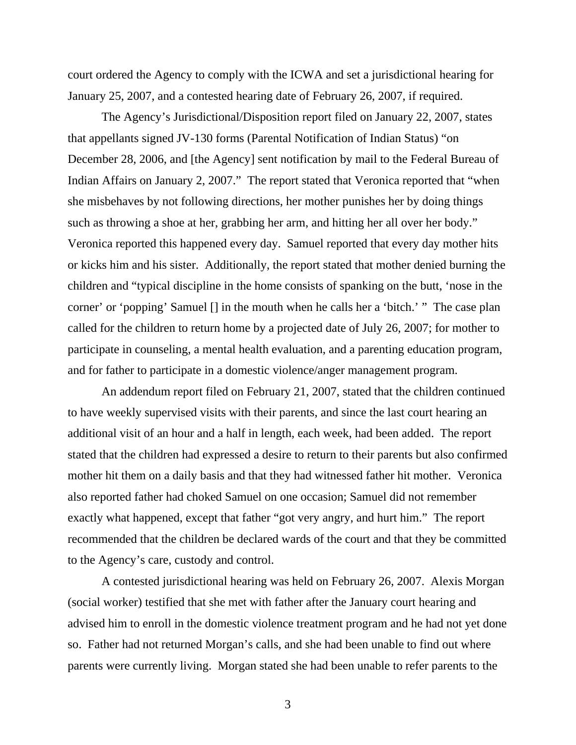court ordered the Agency to comply with the ICWA and set a jurisdictional hearing for January 25, 2007, and a contested hearing date of February 26, 2007, if required.

The Agency's Jurisdictional/Disposition report filed on January 22, 2007, states that appellants signed JV-130 forms (Parental Notification of Indian Status) "on December 28, 2006, and [the Agency] sent notification by mail to the Federal Bureau of Indian Affairs on January 2, 2007." The report stated that Veronica reported that "when she misbehaves by not following directions, her mother punishes her by doing things such as throwing a shoe at her, grabbing her arm, and hitting her all over her body." Veronica reported this happened every day. Samuel reported that every day mother hits or kicks him and his sister. Additionally, the report stated that mother denied burning the children and "typical discipline in the home consists of spanking on the butt, 'nose in the corner' or 'popping' Samuel [] in the mouth when he calls her a 'bitch.' " The case plan called for the children to return home by a projected date of July 26, 2007; for mother to participate in counseling, a mental health evaluation, and a parenting education program, and for father to participate in a domestic violence/anger management program.

An addendum report filed on February 21, 2007, stated that the children continued to have weekly supervised visits with their parents, and since the last court hearing an additional visit of an hour and a half in length, each week, had been added. The report stated that the children had expressed a desire to return to their parents but also confirmed mother hit them on a daily basis and that they had witnessed father hit mother. Veronica also reported father had choked Samuel on one occasion; Samuel did not remember exactly what happened, except that father "got very angry, and hurt him." The report recommended that the children be declared wards of the court and that they be committed to the Agency's care, custody and control.

A contested jurisdictional hearing was held on February 26, 2007. Alexis Morgan (social worker) testified that she met with father after the January court hearing and advised him to enroll in the domestic violence treatment program and he had not yet done so. Father had not returned Morgan's calls, and she had been unable to find out where parents were currently living. Morgan stated she had been unable to refer parents to the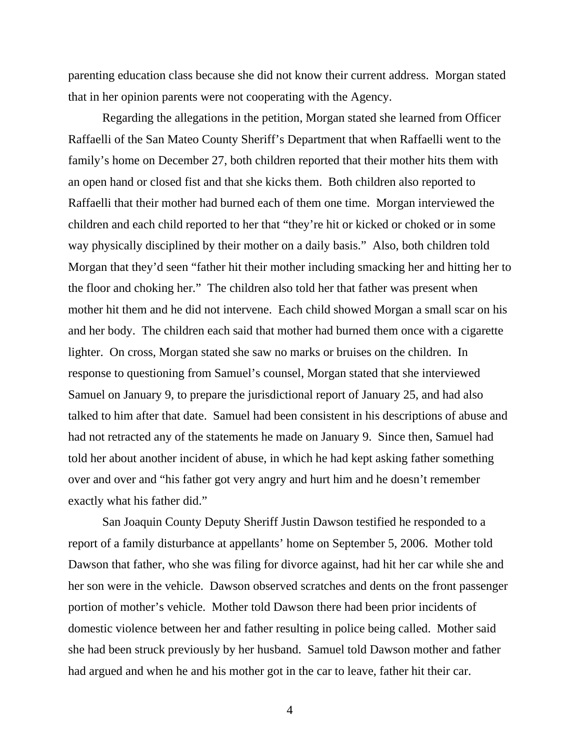parenting education class because she did not know their current address. Morgan stated that in her opinion parents were not cooperating with the Agency.

Regarding the allegations in the petition, Morgan stated she learned from Officer Raffaelli of the San Mateo County Sheriff's Department that when Raffaelli went to the family's home on December 27, both children reported that their mother hits them with an open hand or closed fist and that she kicks them. Both children also reported to Raffaelli that their mother had burned each of them one time. Morgan interviewed the children and each child reported to her that "they're hit or kicked or choked or in some way physically disciplined by their mother on a daily basis." Also, both children told Morgan that they'd seen "father hit their mother including smacking her and hitting her to the floor and choking her." The children also told her that father was present when mother hit them and he did not intervene. Each child showed Morgan a small scar on his and her body. The children each said that mother had burned them once with a cigarette lighter. On cross, Morgan stated she saw no marks or bruises on the children. In response to questioning from Samuel's counsel, Morgan stated that she interviewed Samuel on January 9, to prepare the jurisdictional report of January 25, and had also talked to him after that date. Samuel had been consistent in his descriptions of abuse and had not retracted any of the statements he made on January 9. Since then, Samuel had told her about another incident of abuse, in which he had kept asking father something over and over and "his father got very angry and hurt him and he doesn't remember exactly what his father did."

San Joaquin County Deputy Sheriff Justin Dawson testified he responded to a report of a family disturbance at appellants' home on September 5, 2006. Mother told Dawson that father, who she was filing for divorce against, had hit her car while she and her son were in the vehicle. Dawson observed scratches and dents on the front passenger portion of mother's vehicle. Mother told Dawson there had been prior incidents of domestic violence between her and father resulting in police being called. Mother said she had been struck previously by her husband. Samuel told Dawson mother and father had argued and when he and his mother got in the car to leave, father hit their car.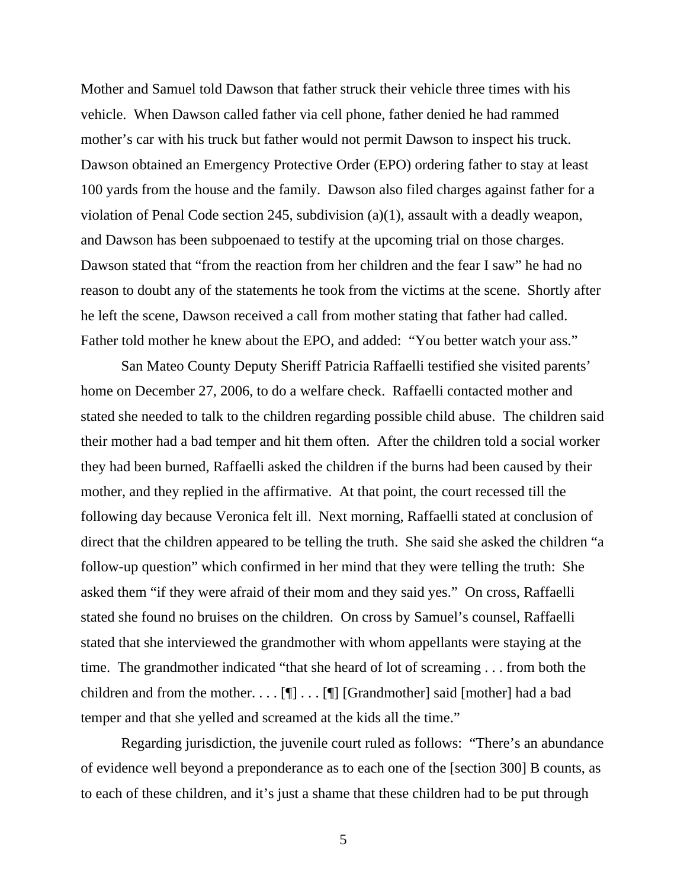Mother and Samuel told Dawson that father struck their vehicle three times with his vehicle. When Dawson called father via cell phone, father denied he had rammed mother's car with his truck but father would not permit Dawson to inspect his truck. Dawson obtained an Emergency Protective Order (EPO) ordering father to stay at least 100 yards from the house and the family. Dawson also filed charges against father for a violation of Penal Code section 245, subdivision (a)(1), assault with a deadly weapon, and Dawson has been subpoenaed to testify at the upcoming trial on those charges. Dawson stated that "from the reaction from her children and the fear I saw" he had no reason to doubt any of the statements he took from the victims at the scene. Shortly after he left the scene, Dawson received a call from mother stating that father had called. Father told mother he knew about the EPO, and added: "You better watch your ass."

San Mateo County Deputy Sheriff Patricia Raffaelli testified she visited parents' home on December 27, 2006, to do a welfare check. Raffaelli contacted mother and stated she needed to talk to the children regarding possible child abuse. The children said their mother had a bad temper and hit them often. After the children told a social worker they had been burned, Raffaelli asked the children if the burns had been caused by their mother, and they replied in the affirmative. At that point, the court recessed till the following day because Veronica felt ill. Next morning, Raffaelli stated at conclusion of direct that the children appeared to be telling the truth. She said she asked the children "a follow-up question" which confirmed in her mind that they were telling the truth: She asked them "if they were afraid of their mom and they said yes." On cross, Raffaelli stated she found no bruises on the children. On cross by Samuel's counsel, Raffaelli stated that she interviewed the grandmother with whom appellants were staying at the time. The grandmother indicated "that she heard of lot of screaming . . . from both the children and from the mother. . . . [¶] . . . [¶] [Grandmother] said [mother] had a bad temper and that she yelled and screamed at the kids all the time."

Regarding jurisdiction, the juvenile court ruled as follows: "There's an abundance of evidence well beyond a preponderance as to each one of the [section 300] B counts, as to each of these children, and it's just a shame that these children had to be put through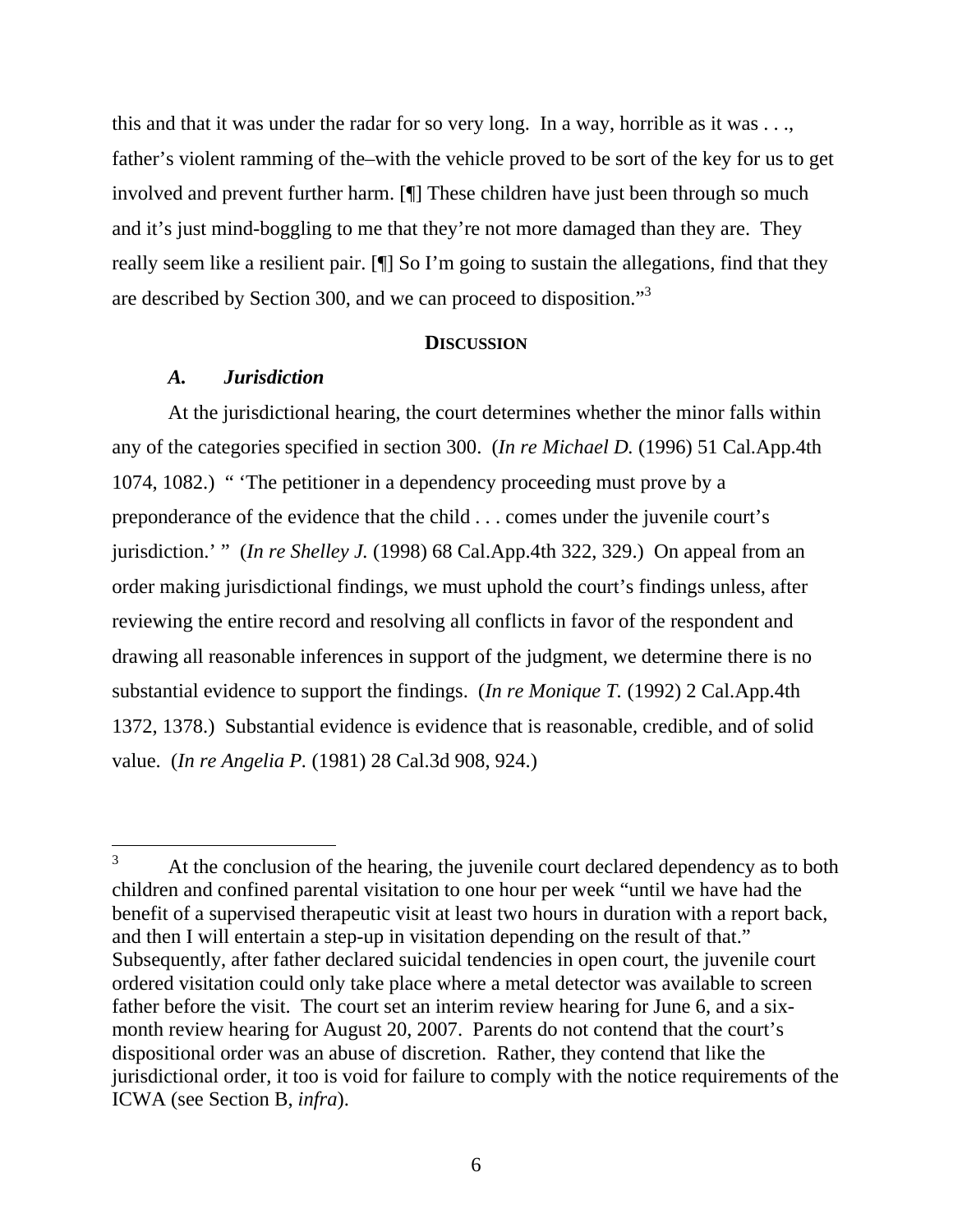this and that it was under the radar for so very long. In a way, horrible as it was . . ., father's violent ramming of the–with the vehicle proved to be sort of the key for us to get involved and prevent further harm. [¶] These children have just been through so much and it's just mind-boggling to me that they're not more damaged than they are. They really seem like a resilient pair. [¶] So I'm going to sustain the allegations, find that they are described by Section 300, and we can proceed to disposition."[3]

## **DISCUSSION**

### ***A. Jurisdiction***

At the jurisdictional hearing, the court determines whether the minor falls within any of the categories specified in section 300. (*In re Michael D.* (1996) 51 Cal.App.4th 1074, 1082.) " 'The petitioner in a dependency proceeding must prove by a preponderance of the evidence that the child . . . comes under the juvenile court's jurisdiction.' " (*In re Shelley J.* (1998) 68 Cal.App.4th 322, 329.) On appeal from an order making jurisdictional findings, we must uphold the court's findings unless, after reviewing the entire record and resolving all conflicts in favor of the respondent and drawing all reasonable inferences in support of the judgment, we determine there is no substantial evidence to support the findings. (*In re Monique T.* (1992) 2 Cal.App.4th 1372, 1378.) Substantial evidence is evidence that is reasonable, credible, and of solid value. (*In re Angelia P.* (1981) 28 Cal.3d 908, 924.)

---

[3] At the conclusion of the hearing, the juvenile court declared dependency as to both children and confined parental visitation to one hour per week "until we have had the benefit of a supervised therapeutic visit at least two hours in duration with a report back, and then I will entertain a step-up in visitation depending on the result of that." Subsequently, after father declared suicidal tendencies in open court, the juvenile court ordered visitation could only take place where a metal detector was available to screen father before the visit. The court set an interim review hearing for June 6, and a six-month review hearing for August 20, 2007. Parents do not contend that the court's dispositional order was an abuse of discretion. Rather, they contend that like the jurisdictional order, it too is void for failure to comply with the notice requirements of the ICWA (see Section B, *infra*).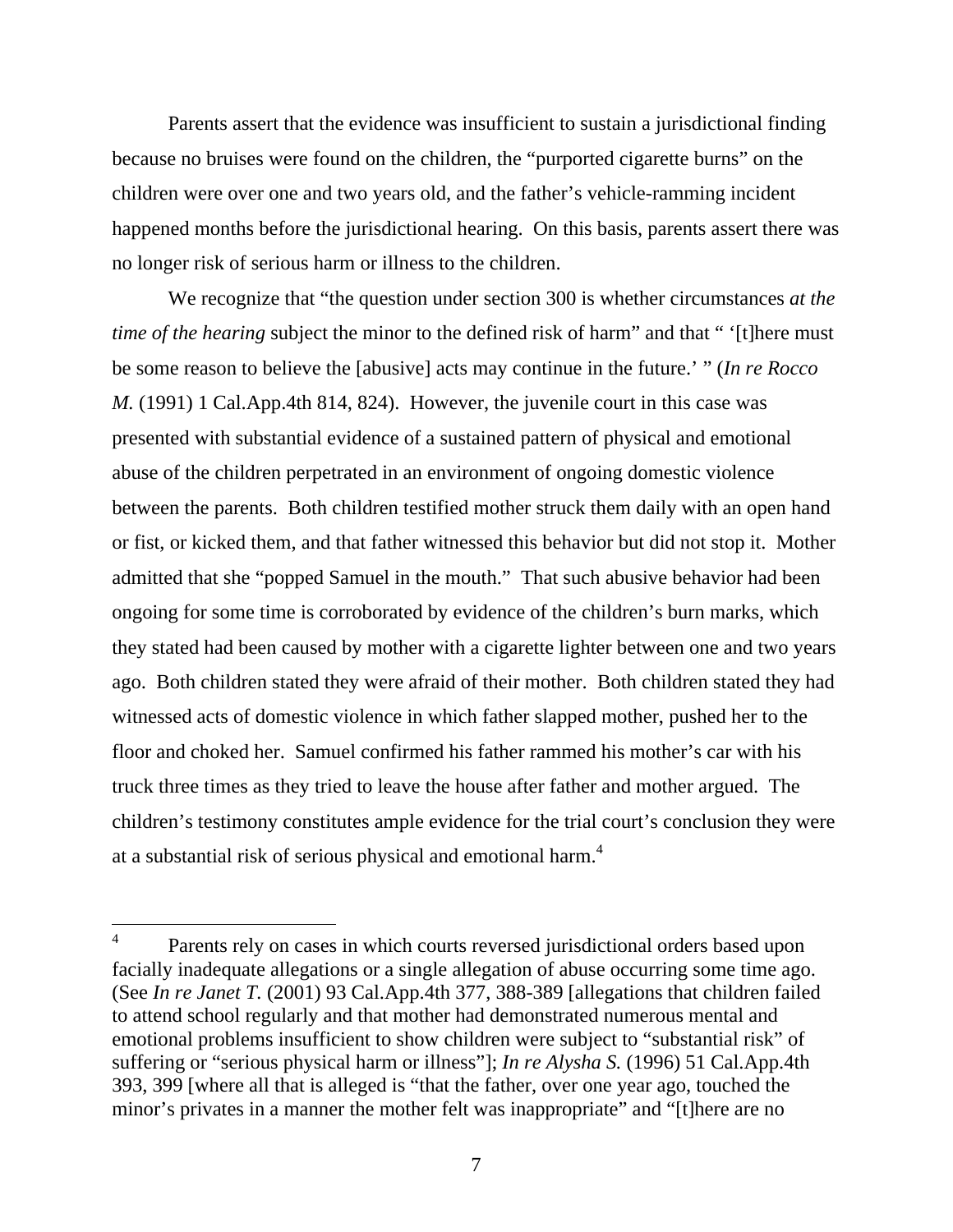Parents assert that the evidence was insufficient to sustain a jurisdictional finding because no bruises were found on the children, the "purported cigarette burns" on the children were over one and two years old, and the father's vehicle-ramming incident happened months before the jurisdictional hearing. On this basis, parents assert there was no longer risk of serious harm or illness to the children.

We recognize that "the question under section 300 is whether circumstances *at the time of the hearing* subject the minor to the defined risk of harm" and that " '[t]here must be some reason to believe the [abusive] acts may continue in the future.' " (*In re Rocco M.* (1991) 1 Cal.App.4th 814, 824). However, the juvenile court in this case was presented with substantial evidence of a sustained pattern of physical and emotional abuse of the children perpetrated in an environment of ongoing domestic violence between the parents. Both children testified mother struck them daily with an open hand or fist, or kicked them, and that father witnessed this behavior but did not stop it. Mother admitted that she "popped Samuel in the mouth." That such abusive behavior had been ongoing for some time is corroborated by evidence of the children's burn marks, which they stated had been caused by mother with a cigarette lighter between one and two years ago. Both children stated they were afraid of their mother. Both children stated they had witnessed acts of domestic violence in which father slapped mother, pushed her to the floor and choked her. Samuel confirmed his father rammed his mother's car with his truck three times as they tried to leave the house after father and mother argued. The children's testimony constitutes ample evidence for the trial court's conclusion they were at a substantial risk of serious physical and emotional harm.[4]

---

[4] Parents rely on cases in which courts reversed jurisdictional orders based upon facially inadequate allegations or a single allegation of abuse occurring some time ago. (See *In re Janet T.* (2001) 93 Cal.App.4th 377, 388-389 [allegations that children failed to attend school regularly and that mother had demonstrated numerous mental and emotional problems insufficient to show children were subject to "substantial risk" of suffering or "serious physical harm or illness"]; *In re Alysha S.* (1996) 51 Cal.App.4th 393, 399 [where all that is alleged is "that the father, over one year ago, touched the minor's privates in a manner the mother felt was inappropriate" and "[t]here are no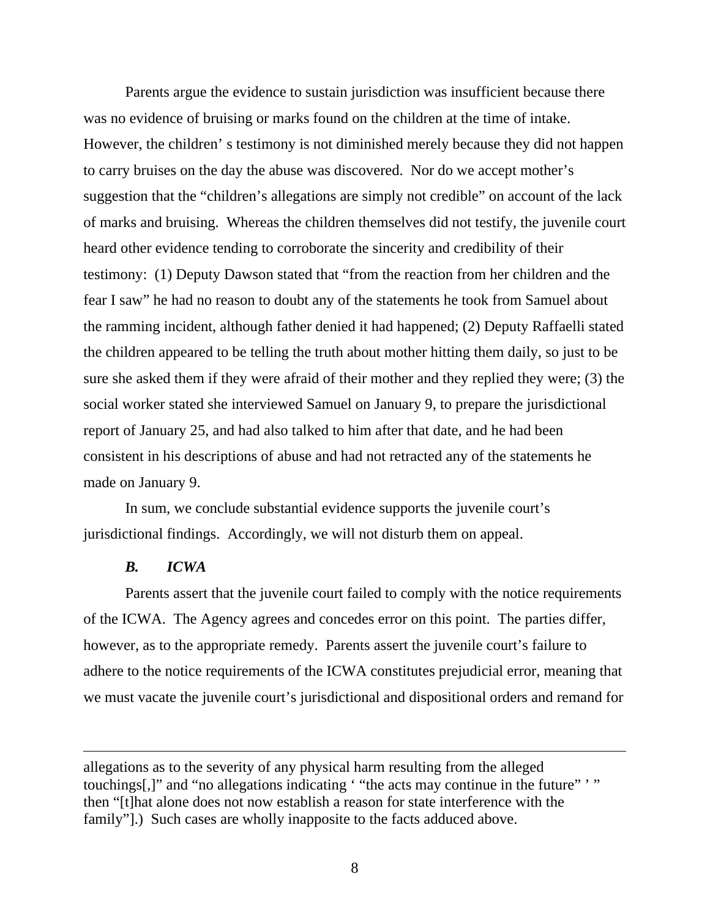Parents argue the evidence to sustain jurisdiction was insufficient because there was no evidence of bruising or marks found on the children at the time of intake. However, the children' s testimony is not diminished merely because they did not happen to carry bruises on the day the abuse was discovered. Nor do we accept mother's suggestion that the "children's allegations are simply not credible" on account of the lack of marks and bruising. Whereas the children themselves did not testify, the juvenile court heard other evidence tending to corroborate the sincerity and credibility of their testimony: (1) Deputy Dawson stated that "from the reaction from her children and the fear I saw" he had no reason to doubt any of the statements he took from Samuel about the ramming incident, although father denied it had happened; (2) Deputy Raffaelli stated the children appeared to be telling the truth about mother hitting them daily, so just to be sure she asked them if they were afraid of their mother and they replied they were; (3) the social worker stated she interviewed Samuel on January 9, to prepare the jurisdictional report of January 25, and had also talked to him after that date, and he had been consistent in his descriptions of abuse and had not retracted any of the statements he made on January 9.

In sum, we conclude substantial evidence supports the juvenile court's jurisdictional findings. Accordingly, we will not disturb them on appeal.

### *B. ICWA*

Parents assert that the juvenile court failed to comply with the notice requirements of the ICWA. The Agency agrees and concedes error on this point. The parties differ, however, as to the appropriate remedy. Parents assert the juvenile court's failure to adhere to the notice requirements of the ICWA constitutes prejudicial error, meaning that we must vacate the juvenile court's jurisdictional and dispositional orders and remand for

---

allegations as to the severity of any physical harm resulting from the alleged touchings[,]" and "no allegations indicating ' "the acts may continue in the future" ' " then "[t]hat alone does not now establish a reason for state interference with the family"].) Such cases are wholly inapposite to the facts adduced above.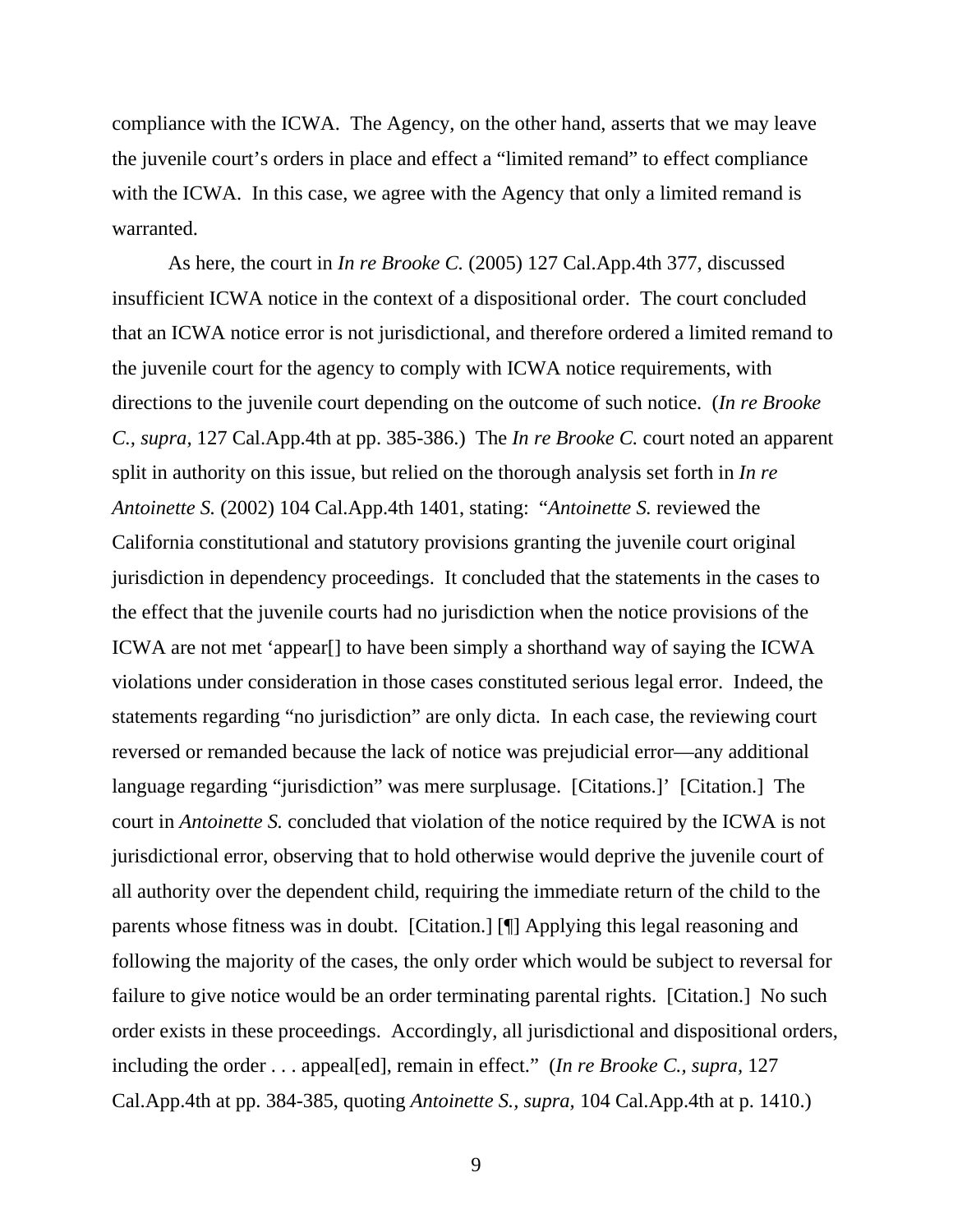compliance with the ICWA. The Agency, on the other hand, asserts that we may leave the juvenile court's orders in place and effect a "limited remand" to effect compliance with the ICWA. In this case, we agree with the Agency that only a limited remand is warranted.

As here, the court in *In re Brooke C.* (2005) 127 Cal.App.4th 377, discussed insufficient ICWA notice in the context of a dispositional order. The court concluded that an ICWA notice error is not jurisdictional, and therefore ordered a limited remand to the juvenile court for the agency to comply with ICWA notice requirements, with directions to the juvenile court depending on the outcome of such notice. (*In re Brooke C., supra*, 127 Cal.App.4th at pp. 385-386.) The *In re Brooke C.* court noted an apparent split in authority on this issue, but relied on the thorough analysis set forth in *In re Antoinette S.* (2002) 104 Cal.App.4th 1401, stating: "*Antoinette S.* reviewed the California constitutional and statutory provisions granting the juvenile court original jurisdiction in dependency proceedings. It concluded that the statements in the cases to the effect that the juvenile courts had no jurisdiction when the notice provisions of the ICWA are not met 'appear[] to have been simply a shorthand way of saying the ICWA violations under consideration in those cases constituted serious legal error. Indeed, the statements regarding "no jurisdiction" are only dicta. In each case, the reviewing court reversed or remanded because the lack of notice was prejudicial error—any additional language regarding "jurisdiction" was mere surplusage. [Citations.]' [Citation.] The court in *Antoinette S.* concluded that violation of the notice required by the ICWA is not jurisdictional error, observing that to hold otherwise would deprive the juvenile court of all authority over the dependent child, requiring the immediate return of the child to the parents whose fitness was in doubt. [Citation.] [¶] Applying this legal reasoning and following the majority of the cases, the only order which would be subject to reversal for failure to give notice would be an order terminating parental rights. [Citation.] No such order exists in these proceedings. Accordingly, all jurisdictional and dispositional orders, including the order . . . appeal[ed], remain in effect." (*In re Brooke C., supra*, 127 Cal.App.4th at pp. 384-385, quoting *Antoinette S., supra*, 104 Cal.App.4th at p. 1410.)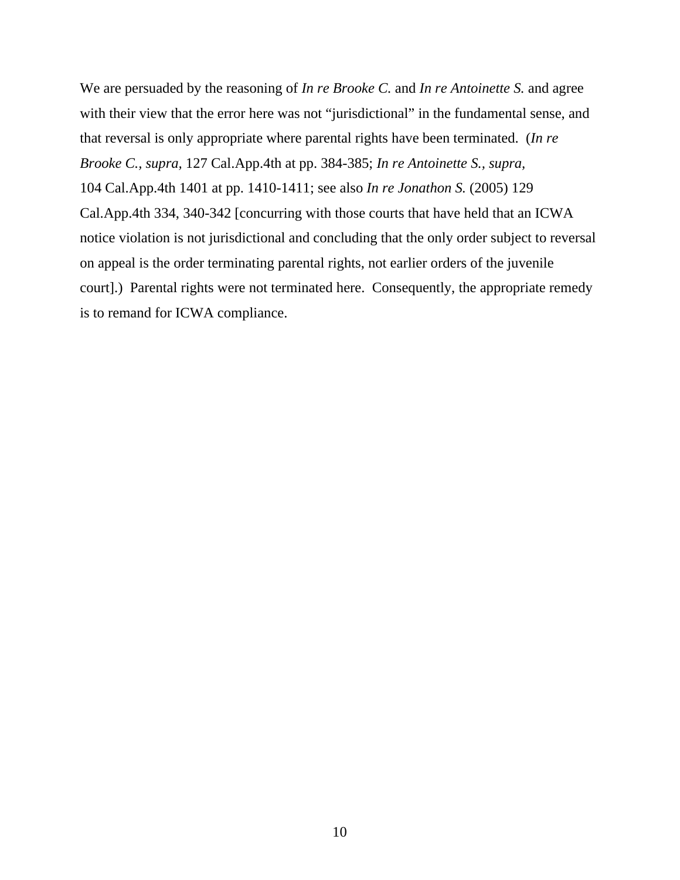We are persuaded by the reasoning of *In re Brooke C.* and *In re Antoinette S.* and agree with their view that the error here was not "jurisdictional" in the fundamental sense, and that reversal is only appropriate where parental rights have been terminated. (*In re Brooke C., supra,* 127 Cal.App.4th at pp. 384-385; *In re Antoinette S., supra,* 104 Cal.App.4th 1401 at pp. 1410-1411; see also *In re Jonathon S.* (2005) 129 Cal.App.4th 334, 340-342 [concurring with those courts that have held that an ICWA notice violation is not jurisdictional and concluding that the only order subject to reversal on appeal is the order terminating parental rights, not earlier orders of the juvenile court].) Parental rights were not terminated here. Consequently, the appropriate remedy is to remand for ICWA compliance.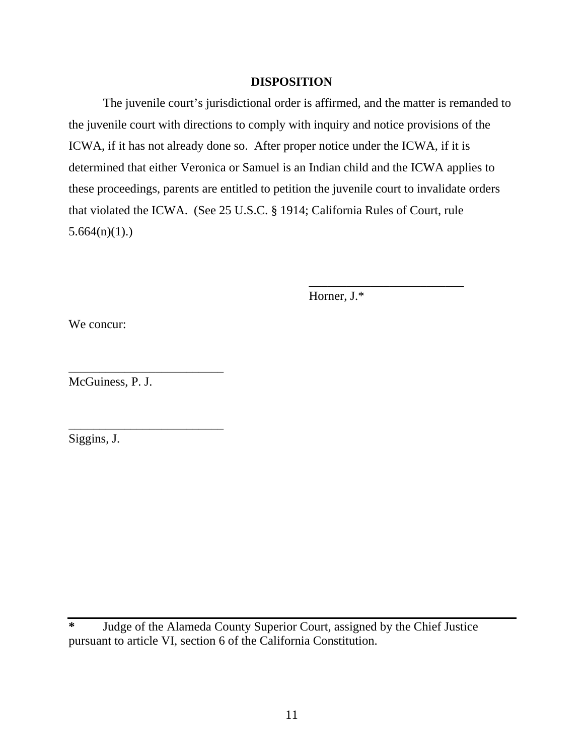## DISPOSITION

The juvenile court's jurisdictional order is affirmed, and the matter is remanded to the juvenile court with directions to comply with inquiry and notice provisions of the ICWA, if it has not already done so. After proper notice under the ICWA, if it is determined that either Veronica or Samuel is an Indian child and the ICWA applies to these proceedings, parents are entitled to petition the juvenile court to invalidate orders that violated the ICWA. (See 25 U.S.C. § 1914; California Rules of Court, rule 5.664(n)(1).)

_________________________
Horner, J.*

We concur:

_________________________
McGuiness, P. J.

_________________________
Siggins, J.

---

* Judge of the Alameda County Superior Court, assigned by the Chief Justice pursuant to article VI, section 6 of the California Constitution.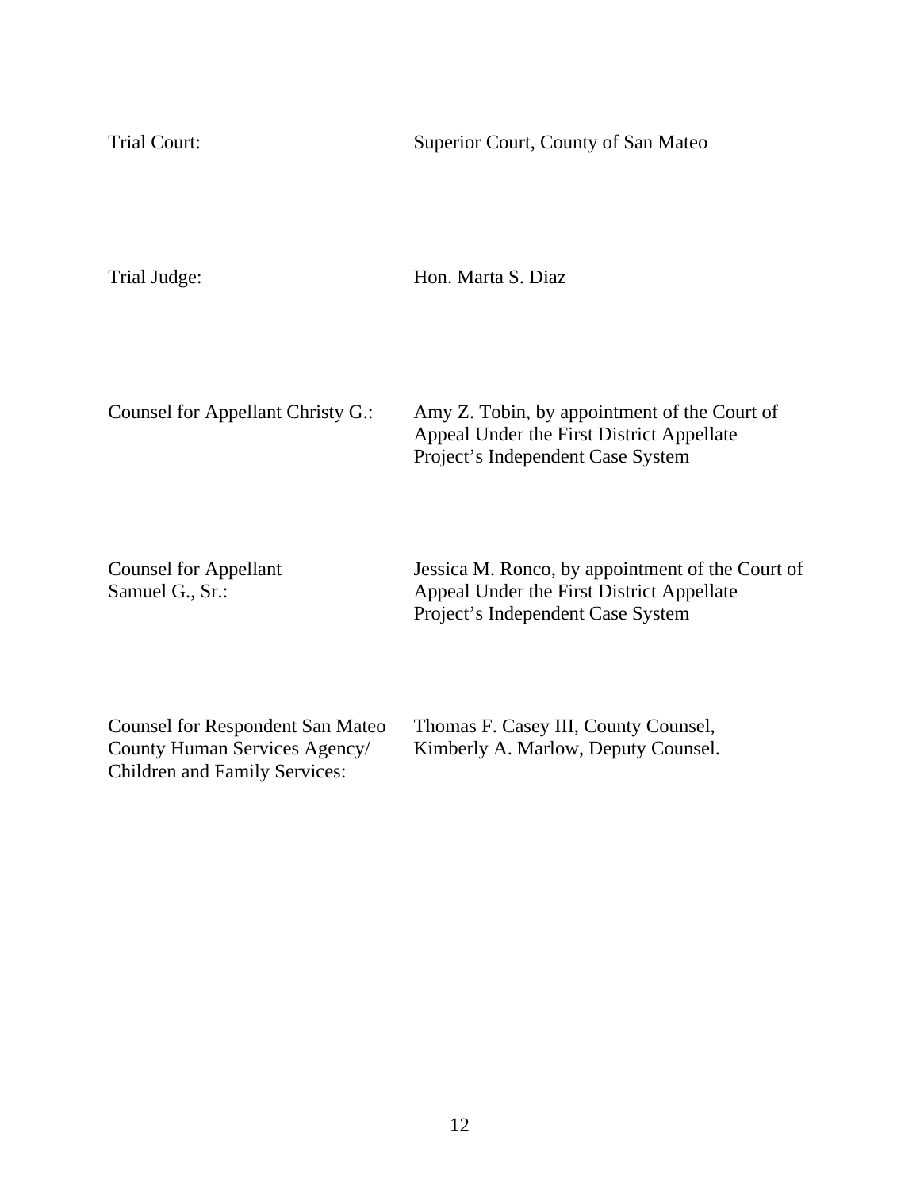| | |
|---|---|
| Trial Court: | Superior Court, County of San Mateo |
| Trial Judge: | Hon. Marta S. Diaz |
| Counsel for Appellant Christy G.: | Amy Z. Tobin, by appointment of the Court of Appeal Under the First District Appellate Project's Independent Case System |
| Counsel for Appellant Samuel G., Sr.: | Jessica M. Ronco, by appointment of the Court of Appeal Under the First District Appellate Project's Independent Case System |
| Counsel for Respondent San Mateo County Human Services Agency/ Children and Family Services: | Thomas F. Casey III, County Counsel, Kimberly A. Marlow, Deputy Counsel. |